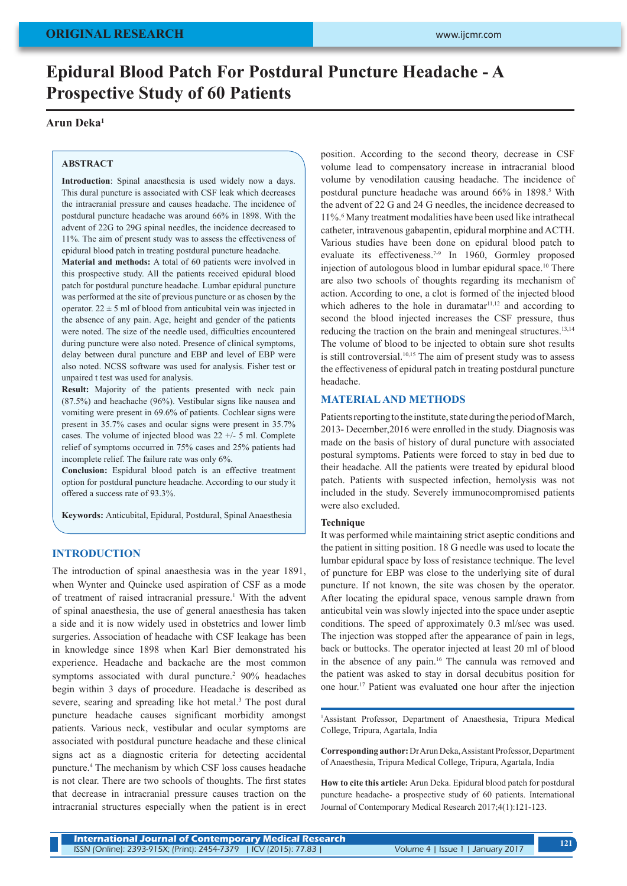# Epidural Blood Patch For Postdural Puncture Headache - A Prospective Study of 60 Patients

**Arun Deka**[1]

## ABSTRACT

**Introduction**: Spinal anaesthesia is used widely now a days. This dural puncture is associated with CSF leak which decreases the intracranial pressure and causes headache. The incidence of postdural puncture headache was around 66% in 1898. With the advent of 22G to 29G spinal needles, the incidence decreased to 11%. The aim of present study was to assess the effectiveness of epidural blood patch in treating postdural puncture headache.
**Material and methods:** A total of 60 patients were involved in this prospective study. All the patients received epidural blood patch for postdural puncture headache. Lumbar epidural puncture was performed at the site of previous puncture or as chosen by the operator. 22 ± 5 ml of blood from anticubital vein was injected in the absence of any pain. Age, height and gender of the patients were noted. The size of the needle used, difficulties encountered during puncture were also noted. Presence of clinical symptoms, delay between dural puncture and EBP and level of EBP were also noted. NCSS software was used for analysis. Fisher test or unpaired t test was used for analysis.
**Result:** Majority of the patients presented with neck pain (87.5%) and heachache (96%). Vestibular signs like nausea and vomiting were present in 69.6% of patients. Cochlear signs were present in 35.7% cases and ocular signs were present in 35.7% cases. The volume of injected blood was 22 +/- 5 ml. Complete relief of symptoms occurred in 75% cases and 25% patients had incomplete relief. The failure rate was only 6%.
**Conclusion:** Espidural blood patch is an effective treatment option for postdural puncture headache. According to our study it offered a success rate of 93.3%.

**Keywords:** Anticubital, Epidural, Postdural, Spinal Anaesthesia

## INTRODUCTION

The introduction of spinal anaesthesia was in the year 1891, when Wynter and Quincke used aspiration of CSF as a mode of treatment of raised intracranial pressure.[1] With the advent of spinal anaesthesia, the use of general anaesthesia has taken a side and it is now widely used in obstetrics and lower limb surgeries. Association of headache with CSF leakage has been in knowledge since 1898 when Karl Bier demonstrated his experience. Headache and backache are the most common symptoms associated with dural puncture.[2] 90% headaches begin within 3 days of procedure. Headache is described as severe, searing and spreading like hot metal.[3] The post dural puncture headache causes significant morbidity amongst patients. Various neck, vestibular and ocular symptoms are associated with postdural puncture headache and these clinical signs act as a diagnostic criteria for detecting accidental puncture.[4] The mechanism by which CSF loss causes headache is not clear. There are two schools of thoughts. The first states that decrease in intracranial pressure causes traction on the intracranial structures especially when the patient is in erect position. According to the second theory, decrease in CSF volume lead to compensatory increase in intracranial blood volume by venodilation causing headache. The incidence of postdural puncture headache was around 66% in 1898.[5] With the advent of 22 G and 24 G needles, the incidence decreased to 11%.[6] Many treatment modalities have been used like intrathecal catheter, intravenous gabapentin, epidural morphine and ACTH. Various studies have been done on epidural blood patch to evaluate its effectiveness.[7-9] In 1960, Gormley proposed injection of autologous blood in lumbar epidural space.[10] There are also two schools of thoughts regarding its mechanism of action. According to one, a clot is formed of the injected blood which adheres to the hole in duramatar[11,12] and according to second the blood injected increases the CSF pressure, thus reducing the traction on the brain and meningeal structures.[13,14] The volume of blood to be injected to obtain sure shot results is still controversial.[10,15] The aim of present study was to assess the effectiveness of epidural patch in treating postdural puncture headache.

## MATERIAL AND METHODS

Patients reporting to the institute, state during the period of March, 2013- December,2016 were enrolled in the study. Diagnosis was made on the basis of history of dural puncture with associated postural symptoms. Patients were forced to stay in bed due to their headache. All the patients were treated by epidural blood patch. Patients with suspected infection, hemolysis was not included in the study. Severely immunocompromised patients were also excluded.

### Technique

It was performed while maintaining strict aseptic conditions and the patient in sitting position. 18 G needle was used to locate the lumbar epidural space by loss of resistance technique. The level of puncture for EBP was close to the underlying site of dural puncture. If not known, the site was chosen by the operator. After locating the epidural space, venous sample drawn from anticubital vein was slowly injected into the space under aseptic conditions. The speed of approximately 0.3 ml/sec was used. The injection was stopped after the appearance of pain in legs, back or buttocks. The operator injected at least 20 ml of blood in the absence of any pain.[16] The cannula was removed and the patient was asked to stay in dorsal decubitus position for one hour.[17] Patient was evaluated one hour after the injection

---

[1]Assistant Professor, Department of Anaesthesia, Tripura Medical College, Tripura, Agartala, India

**Corresponding author:** Dr Arun Deka, Assistant Professor, Department of Anaesthesia, Tripura Medical College, Tripura, Agartala, India

**How to cite this article:** Arun Deka. Epidural blood patch for postdural puncture headache- a prospective study of 60 patients. International Journal of Contemporary Medical Research 2017;4(1):121-123.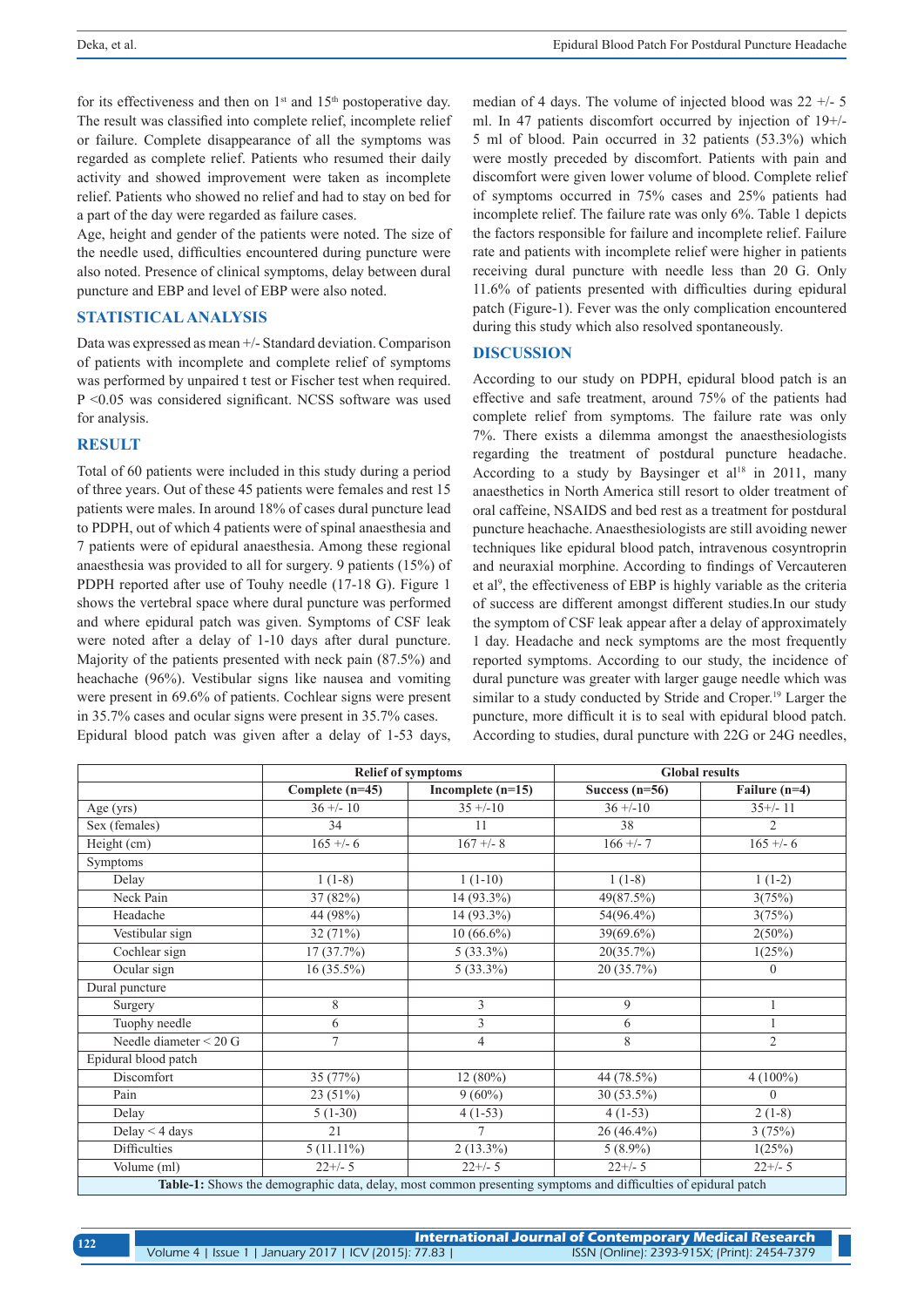for its effectiveness and then on 1st and 15th postoperative day. The result was classified into complete relief, incomplete relief or failure. Complete disappearance of all the symptoms was regarded as complete relief. Patients who resumed their daily activity and showed improvement were taken as incomplete relief. Patients who showed no relief and had to stay on bed for a part of the day were regarded as failure cases.

Age, height and gender of the patients were noted. The size of the needle used, difficulties encountered during puncture were also noted. Presence of clinical symptoms, delay between dural puncture and EBP and level of EBP were also noted.

## STATISTICAL ANALYSIS

Data was expressed as mean +/- Standard deviation. Comparison of patients with incomplete and complete relief of symptoms was performed by unpaired t test or Fischer test when required. P <0.05 was considered significant. NCSS software was used for analysis.

## RESULT

Total of 60 patients were included in this study during a period of three years. Out of these 45 patients were females and rest 15 patients were males. In around 18% of cases dural puncture lead to PDPH, out of which 4 patients were of spinal anaesthesia and 7 patients were of epidural anaesthesia. Among these regional anaesthesia was provided to all for surgery. 9 patients (15%) of PDPH reported after use of Touhy needle (17-18 G). Figure 1 shows the vertebral space where dural puncture was performed and where epidural patch was given. Symptoms of CSF leak were noted after a delay of 1-10 days after dural puncture. Majority of the patients presented with neck pain (87.5%) and heachache (96%). Vestibular signs like nausea and vomiting were present in 69.6% of patients. Cochlear signs were present in 35.7% cases and ocular signs were present in 35.7% cases.

Epidural blood patch was given after a delay of 1-53 days, median of 4 days. The volume of injected blood was 22 +/- 5 ml. In 47 patients discomfort occurred by injection of 19+/- 5 ml of blood. Pain occurred in 32 patients (53.3%) which were mostly preceded by discomfort. Patients with pain and discomfort were given lower volume of blood. Complete relief of symptoms occurred in 75% cases and 25% patients had incomplete relief. The failure rate was only 6%. Table 1 depicts the factors responsible for failure and incomplete relief. Failure rate and patients with incomplete relief were higher in patients receiving dural puncture with needle less than 20 G. Only 11.6% of patients presented with difficulties during epidural patch (Figure-1). Fever was the only complication encountered during this study which also resolved spontaneously.

## DISCUSSION

According to our study on PDPH, epidural blood patch is an effective and safe treatment, around 75% of the patients had complete relief from symptoms. The failure rate was only 7%. There exists a dilemma amongst the anaesthesiologists regarding the treatment of postdural puncture headache. According to a study by Baysinger et al[18] in 2011, many anaesthetics in North America still resort to older treatment of oral caffeine, NSAIDS and bed rest as a treatment for postdural puncture heachache. Anaesthesiologists are still avoiding newer techniques like epidural blood patch, intravenous cosyntroprin and neuraxial morphine. According to findings of Vercauteren et al[9], the effectiveness of EBP is highly variable as the criteria of success are different amongst different studies.In our study the symptom of CSF leak appear after a delay of approximately 1 day. Headache and neck symptoms are the most frequently reported symptoms. According to our study, the incidence of dural puncture was greater with larger gauge needle which was similar to a study conducted by Stride and Croper.[19] Larger the puncture, more difficult it is to seal with epidural blood patch. According to studies, dural puncture with 22G or 24G needles,

| | Relief of symptoms | | Global results | |
|---|---|---|---|---|
| | Complete (n=45) | Incomplete (n=15) | Success (n=56) | Failure (n=4) |
| Age (yrs) | 36 +/- 10 | 35 +/-10 | 36 +/-10 | 35+/- 11 |
| Sex (females) | 34 | 11 | 38 | 2 |
| Height (cm) | 165 +/- 6 | 167 +/- 8 | 166 +/- 7 | 165 +/- 6 |
| Symptoms | | | | |
| Delay | 1 (1-8) | 1 (1-10) | 1 (1-8) | 1 (1-2) |
| Neck Pain | 37 (82%) | 14 (93.3%) | 49(87.5%) | 3(75%) |
| Headache | 44 (98%) | 14 (93.3%) | 54(96.4%) | 3(75%) |
| Vestibular sign | 32 (71%) | 10 (66.6%) | 39(69.6%) | 2(50%) |
| Cochlear sign | 17 (37.7%) | 5 (33.3%) | 20(35.7%) | 1(25%) |
| Ocular sign | 16 (35.5%) | 5 (33.3%) | 20 (35.7%) | 0 |
| Dural puncture | | | | |
| Surgery | 8 | 3 | 9 | 1 |
| Tuophy needle | 6 | 3 | 6 | 1 |
| Needle diameter < 20 G | 7 | 4 | 8 | 2 |
| Epidural blood patch | | | | |
| Discomfort | 35 (77%) | 12 (80%) | 44 (78.5%) | 4 (100%) |
| Pain | 23 (51%) | 9 (60%) | 30 (53.5%) | 0 |
| Delay | 5 (1-30) | 4 (1-53) | 4 (1-53) | 2 (1-8) |
| Delay < 4 days | 21 | 7 | 26 (46.4%) | 3 (75%) |
| Difficulties | 5 (11.11%) | 2 (13.3%) | 5 (8.9%) | 1(25%) |
| Volume (ml) | 22+/- 5 | 22+/- 5 | 22+/- 5 | 22+/- 5 |

**Table-1:** Shows the demographic data, delay, most common presenting symptoms and difficulties of epidural patch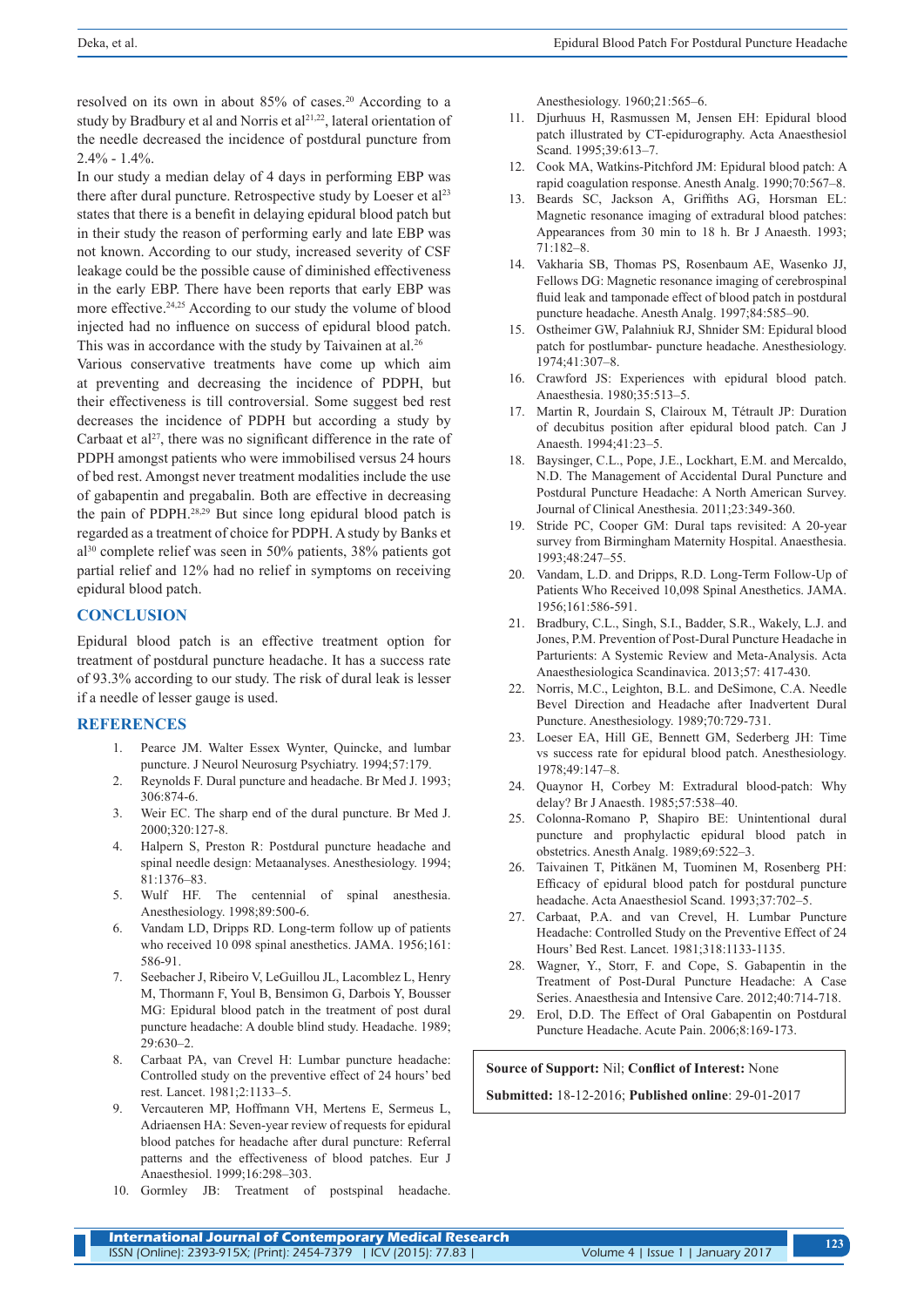resolved on its own in about 85% of cases.[20] According to a study by Bradbury et al and Norris et al[21,22], lateral orientation of the needle decreased the incidence of postdural puncture from 2.4% - 1.4%.

In our study a median delay of 4 days in performing EBP was there after dural puncture. Retrospective study by Loeser et al[23] states that there is a benefit in delaying epidural blood patch but in their study the reason of performing early and late EBP was not known. According to our study, increased severity of CSF leakage could be the possible cause of diminished effectiveness in the early EBP. There have been reports that early EBP was more effective.[24,25] According to our study the volume of blood injected had no influence on success of epidural blood patch. This was in accordance with the study by Taivainen at al.[26]

Various conservative treatments have come up which aim at preventing and decreasing the incidence of PDPH, but their effectiveness is till controversial. Some suggest bed rest decreases the incidence of PDPH but according a study by Carbaat et al[27], there was no significant difference in the rate of PDPH amongst patients who were immobilised versus 24 hours of bed rest. Amongst never treatment modalities include the use of gabapentin and pregabalin. Both are effective in decreasing the pain of PDPH.[28,29] But since long epidural blood patch is regarded as a treatment of choice for PDPH. A study by Banks et al[30] complete relief was seen in 50% patients, 38% patients got partial relief and 12% had no relief in symptoms on receiving epidural blood patch.

## CONCLUSION

Epidural blood patch is an effective treatment option for treatment of postdural puncture headache. It has a success rate of 93.3% according to our study. The risk of dural leak is lesser if a needle of lesser gauge is used.

## REFERENCES

1. Pearce JM. Walter Essex Wynter, Quincke, and lumbar puncture. J Neurol Neurosurg Psychiatry. 1994;57:179.
2. Reynolds F. Dural puncture and headache. Br Med J. 1993; 306:874-6.
3. Weir EC. The sharp end of the dural puncture. Br Med J. 2000;320:127-8.
4. Halpern S, Preston R: Postdural puncture headache and spinal needle design: Metaanalyses. Anesthesiology. 1994; 81:1376–83.
5. Wulf HF. The centennial of spinal anesthesia. Anesthesiology. 1998;89:500-6.
6. Vandam LD, Dripps RD. Long-term follow up of patients who received 10 098 spinal anesthetics. JAMA. 1956;161: 586-91.
7. Seebacher J, Ribeiro V, LeGuillou JL, Lacomblez L, Henry M, Thormann F, Youl B, Bensimon G, Darbois Y, Bousser MG: Epidural blood patch in the treatment of post dural puncture headache: A double blind study. Headache. 1989; 29:630–2.
8. Carbaat PA, van Crevel H: Lumbar puncture headache: Controlled study on the preventive effect of 24 hours' bed rest. Lancet. 1981;2:1133–5.
9. Vercauteren MP, Hoffmann VH, Mertens E, Sermeus L, Adriaensen HA: Seven-year review of requests for epidural blood patches for headache after dural puncture: Referral patterns and the effectiveness of blood patches. Eur J Anaesthesiol. 1999;16:298–303.
10. Gormley JB: Treatment of postspinal headache. Anesthesiology. 1960;21:565–6.
11. Djurhuus H, Rasmussen M, Jensen EH: Epidural blood patch illustrated by CT-epidurography. Acta Anaesthesiol Scand. 1995;39:613–7.
12. Cook MA, Watkins-Pitchford JM: Epidural blood patch: A rapid coagulation response. Anesth Analg. 1990;70:567–8.
13. Beards SC, Jackson A, Griffiths AG, Horsman EL: Magnetic resonance imaging of extradural blood patches: Appearances from 30 min to 18 h. Br J Anaesth. 1993; 71:182–8.
14. Vakharia SB, Thomas PS, Rosenbaum AE, Wasenko JJ, Fellows DG: Magnetic resonance imaging of cerebrospinal fluid leak and tamponade effect of blood patch in postdural puncture headache. Anesth Analg. 1997;84:585–90.
15. Ostheimer GW, Palahniuk RJ, Shnider SM: Epidural blood patch for postlumbar- puncture headache. Anesthesiology. 1974;41:307–8.
16. Crawford JS: Experiences with epidural blood patch. Anaesthesia. 1980;35:513–5.
17. Martin R, Jourdain S, Clairoux M, Tétrault JP: Duration of decubitus position after epidural blood patch. Can J Anaesth. 1994;41:23–5.
18. Baysinger, C.L., Pope, J.E., Lockhart, E.M. and Mercaldo, N.D. The Management of Accidental Dural Puncture and Postdural Puncture Headache: A North American Survey. Journal of Clinical Anesthesia. 2011;23:349-360.
19. Stride PC, Cooper GM: Dural taps revisited: A 20-year survey from Birmingham Maternity Hospital. Anaesthesia. 1993;48:247–55.
20. Vandam, L.D. and Dripps, R.D. Long-Term Follow-Up of Patients Who Received 10,098 Spinal Anesthetics. JAMA. 1956;161:586-591.
21. Bradbury, C.L., Singh, S.I., Badder, S.R., Wakely, L.J. and Jones, P.M. Prevention of Post-Dural Puncture Headache in Parturients: A Systemic Review and Meta-Analysis. Acta Anaesthesiologica Scandinavica. 2013;57: 417-430.
22. Norris, M.C., Leighton, B.L. and DeSimone, C.A. Needle Bevel Direction and Headache after Inadvertent Dural Puncture. Anesthesiology. 1989;70:729-731.
23. Loeser EA, Hill GE, Bennett GM, Sederberg JH: Time vs success rate for epidural blood patch. Anesthesiology. 1978;49:147–8.
24. Quaynor H, Corbey M: Extradural blood-patch: Why delay? Br J Anaesth. 1985;57:538–40.
25. Colonna-Romano P, Shapiro BE: Unintentional dural puncture and prophylactic epidural blood patch in obstetrics. Anesth Analg. 1989;69:522–3.
26. Taivainen T, Pitkänen M, Tuominen M, Rosenberg PH: Efficacy of epidural blood patch for postdural puncture headache. Acta Anaesthesiol Scand. 1993;37:702–5.
27. Carbaat, P.A. and van Crevel, H. Lumbar Puncture Headache: Controlled Study on the Preventive Effect of 24 Hours' Bed Rest. Lancet. 1981;318:1133-1135.
28. Wagner, Y., Storr, F. and Cope, S. Gabapentin in the Treatment of Post-Dural Puncture Headache: A Case Series. Anaesthesia and Intensive Care. 2012;40:714-718.
29. Erol, D.D. The Effect of Oral Gabapentin on Postdural Puncture Headache. Acute Pain. 2006;8:169-173.

**Source of Support:** Nil; **Conflict of Interest:** None

**Submitted:** 18-12-2016; **Published online**: 29-01-2017